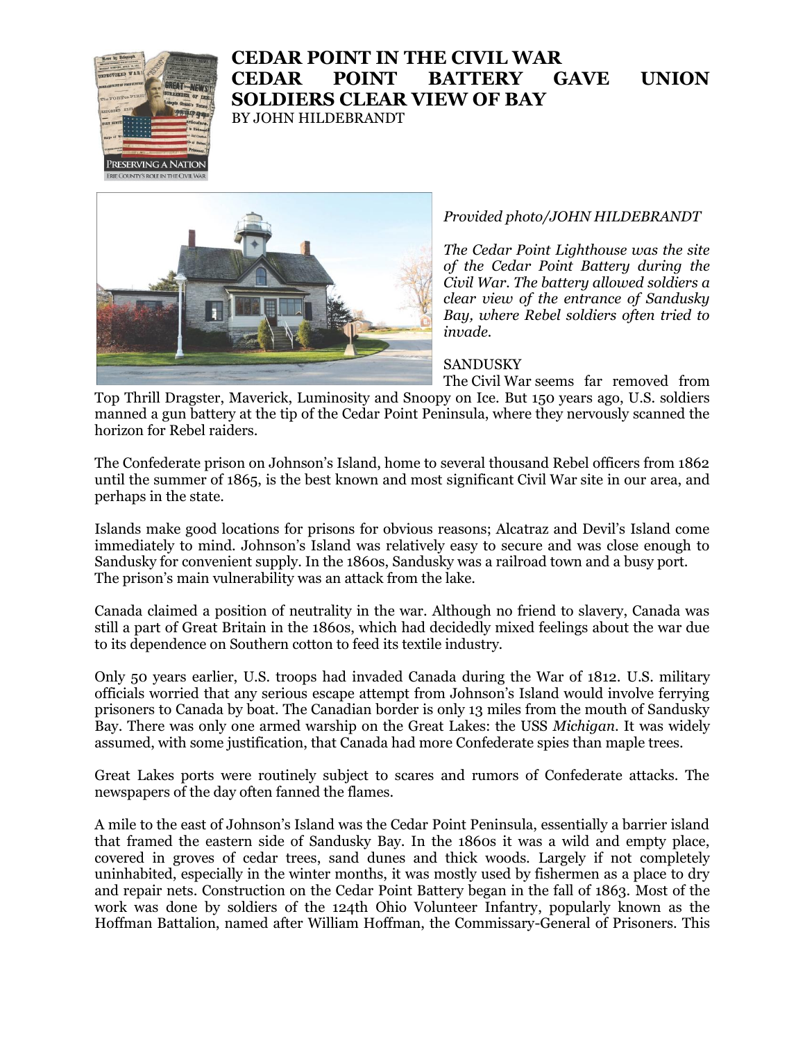# CEDAR POINT IN THE CIVIL WAR
# CEDAR POINT BATTERY GAVE UNION SOLDIERS CLEAR VIEW OF BAY

BY JOHN HILDEBRANDT

*Provided photo/JOHN HILDEBRANDT*

*The Cedar Point Lighthouse was the site of the Cedar Point Battery during the Civil War. The battery allowed soldiers a clear view of the entrance of Sandusky Bay, where Rebel soldiers often tried to invade.*

SANDUSKY

The Civil War seems far removed from Top Thrill Dragster, Maverick, Luminosity and Snoopy on Ice. But 150 years ago, U.S. soldiers manned a gun battery at the tip of the Cedar Point Peninsula, where they nervously scanned the horizon for Rebel raiders.

The Confederate prison on Johnson's Island, home to several thousand Rebel officers from 1862 until the summer of 1865, is the best known and most significant Civil War site in our area, and perhaps in the state.

Islands make good locations for prisons for obvious reasons; Alcatraz and Devil's Island come immediately to mind. Johnson's Island was relatively easy to secure and was close enough to Sandusky for convenient supply. In the 1860s, Sandusky was a railroad town and a busy port. The prison's main vulnerability was an attack from the lake.

Canada claimed a position of neutrality in the war. Although no friend to slavery, Canada was still a part of Great Britain in the 1860s, which had decidedly mixed feelings about the war due to its dependence on Southern cotton to feed its textile industry.

Only 50 years earlier, U.S. troops had invaded Canada during the War of 1812. U.S. military officials worried that any serious escape attempt from Johnson's Island would involve ferrying prisoners to Canada by boat. The Canadian border is only 13 miles from the mouth of Sandusky Bay. There was only one armed warship on the Great Lakes: the USS *Michigan*. It was widely assumed, with some justification, that Canada had more Confederate spies than maple trees.

Great Lakes ports were routinely subject to scares and rumors of Confederate attacks. The newspapers of the day often fanned the flames.

A mile to the east of Johnson's Island was the Cedar Point Peninsula, essentially a barrier island that framed the eastern side of Sandusky Bay. In the 1860s it was a wild and empty place, covered in groves of cedar trees, sand dunes and thick woods. Largely if not completely uninhabited, especially in the winter months, it was mostly used by fishermen as a place to dry and repair nets. Construction on the Cedar Point Battery began in the fall of 1863. Most of the work was done by soldiers of the 124th Ohio Volunteer Infantry, popularly known as the Hoffman Battalion, named after William Hoffman, the Commissary-General of Prisoners. This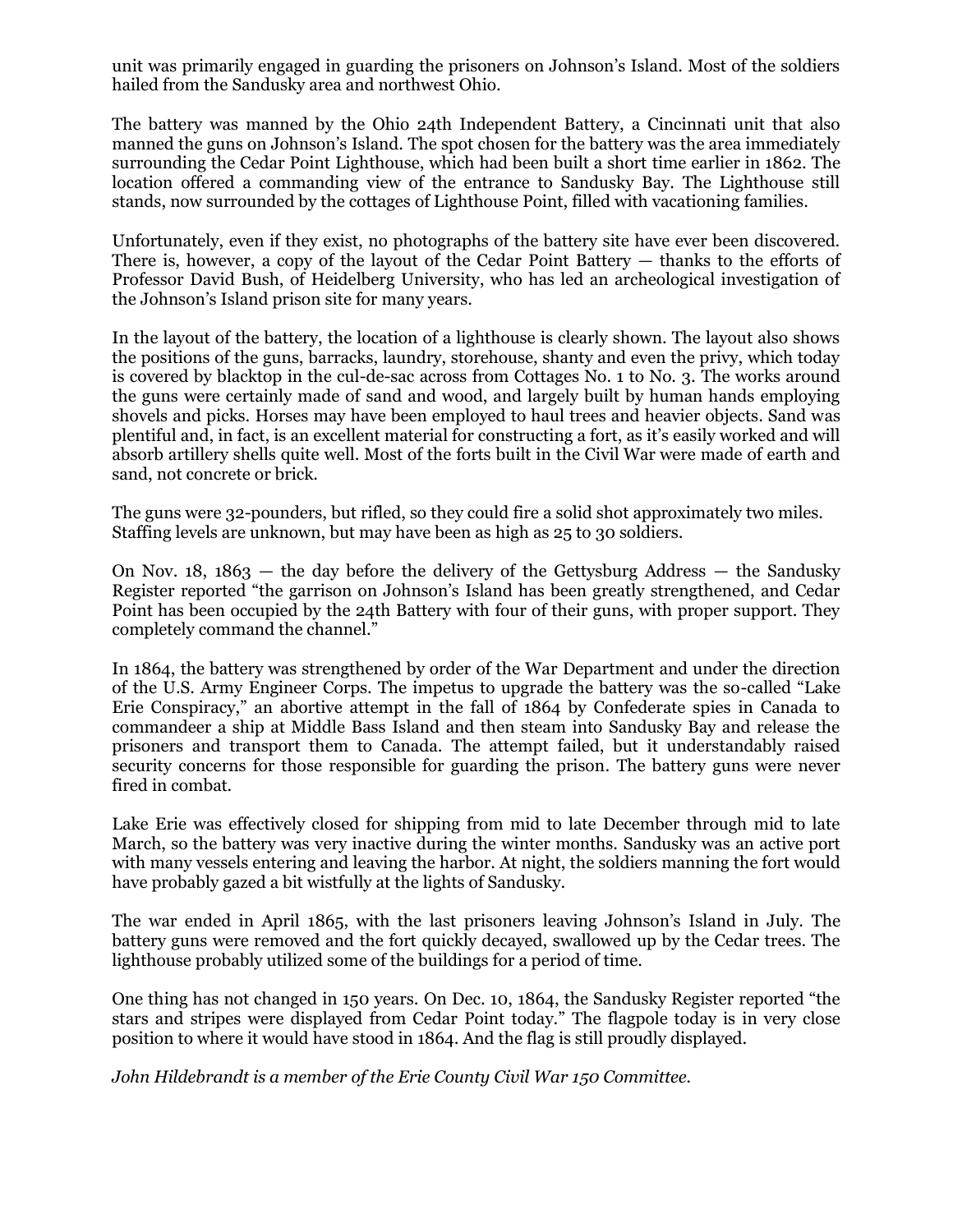unit was primarily engaged in guarding the prisoners on Johnson's Island. Most of the soldiers hailed from the Sandusky area and northwest Ohio.

The battery was manned by the Ohio 24th Independent Battery, a Cincinnati unit that also manned the guns on Johnson's Island. The spot chosen for the battery was the area immediately surrounding the Cedar Point Lighthouse, which had been built a short time earlier in 1862. The location offered a commanding view of the entrance to Sandusky Bay. The Lighthouse still stands, now surrounded by the cottages of Lighthouse Point, filled with vacationing families.

Unfortunately, even if they exist, no photographs of the battery site have ever been discovered. There is, however, a copy of the layout of the Cedar Point Battery — thanks to the efforts of Professor David Bush, of Heidelberg University, who has led an archeological investigation of the Johnson's Island prison site for many years.

In the layout of the battery, the location of a lighthouse is clearly shown. The layout also shows the positions of the guns, barracks, laundry, storehouse, shanty and even the privy, which today is covered by blacktop in the cul-de-sac across from Cottages No. 1 to No. 3. The works around the guns were certainly made of sand and wood, and largely built by human hands employing shovels and picks. Horses may have been employed to haul trees and heavier objects. Sand was plentiful and, in fact, is an excellent material for constructing a fort, as it's easily worked and will absorb artillery shells quite well. Most of the forts built in the Civil War were made of earth and sand, not concrete or brick.

The guns were 32-pounders, but rifled, so they could fire a solid shot approximately two miles. Staffing levels are unknown, but may have been as high as 25 to 30 soldiers.

On Nov. 18, 1863 — the day before the delivery of the Gettysburg Address — the Sandusky Register reported "the garrison on Johnson's Island has been greatly strengthened, and Cedar Point has been occupied by the 24th Battery with four of their guns, with proper support. They completely command the channel."

In 1864, the battery was strengthened by order of the War Department and under the direction of the U.S. Army Engineer Corps. The impetus to upgrade the battery was the so-called "Lake Erie Conspiracy," an abortive attempt in the fall of 1864 by Confederate spies in Canada to commandeer a ship at Middle Bass Island and then steam into Sandusky Bay and release the prisoners and transport them to Canada. The attempt failed, but it understandably raised security concerns for those responsible for guarding the prison. The battery guns were never fired in combat.

Lake Erie was effectively closed for shipping from mid to late December through mid to late March, so the battery was very inactive during the winter months. Sandusky was an active port with many vessels entering and leaving the harbor. At night, the soldiers manning the fort would have probably gazed a bit wistfully at the lights of Sandusky.

The war ended in April 1865, with the last prisoners leaving Johnson's Island in July. The battery guns were removed and the fort quickly decayed, swallowed up by the Cedar trees. The lighthouse probably utilized some of the buildings for a period of time.

One thing has not changed in 150 years. On Dec. 10, 1864, the Sandusky Register reported "the stars and stripes were displayed from Cedar Point today." The flagpole today is in very close position to where it would have stood in 1864. And the flag is still proudly displayed.

*John Hildebrandt is a member of the Erie County Civil War 150 Committee.*